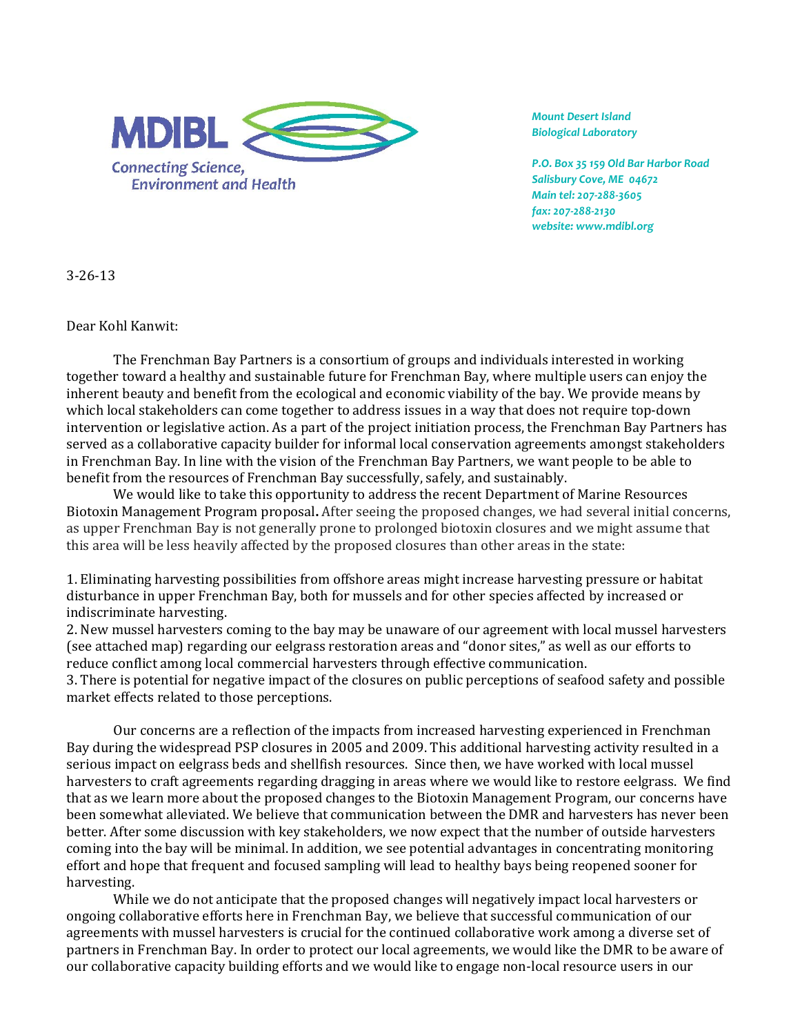MDIBL

Connecting Science, Environment and Health

*Mount Desert Island Biological Laboratory*

*P.O. Box 35 159 Old Bar Harbor Road*
*Salisbury Cove, ME 04672*
*Main tel: 207-288-3605*
*fax: 207-288-2130*
*website: www.mdibl.org*

3-26-13

Dear Kohl Kanwit:

The Frenchman Bay Partners is a consortium of groups and individuals interested in working together toward a healthy and sustainable future for Frenchman Bay, where multiple users can enjoy the inherent beauty and benefit from the ecological and economic viability of the bay. We provide means by which local stakeholders can come together to address issues in a way that does not require top-down intervention or legislative action. As a part of the project initiation process, the Frenchman Bay Partners has served as a collaborative capacity builder for informal local conservation agreements amongst stakeholders in Frenchman Bay. In line with the vision of the Frenchman Bay Partners, we want people to be able to benefit from the resources of Frenchman Bay successfully, safely, and sustainably.

We would like to take this opportunity to address the recent Department of Marine Resources Biotoxin Management Program proposal**.** After seeing the proposed changes, we had several initial concerns, as upper Frenchman Bay is not generally prone to prolonged biotoxin closures and we might assume that this area will be less heavily affected by the proposed closures than other areas in the state:

1. Eliminating harvesting possibilities from offshore areas might increase harvesting pressure or habitat disturbance in upper Frenchman Bay, both for mussels and for other species affected by increased or indiscriminate harvesting.
2. New mussel harvesters coming to the bay may be unaware of our agreement with local mussel harvesters (see attached map) regarding our eelgrass restoration areas and "donor sites," as well as our efforts to reduce conflict among local commercial harvesters through effective communication.
3. There is potential for negative impact of the closures on public perceptions of seafood safety and possible market effects related to those perceptions.

Our concerns are a reflection of the impacts from increased harvesting experienced in Frenchman Bay during the widespread PSP closures in 2005 and 2009. This additional harvesting activity resulted in a serious impact on eelgrass beds and shellfish resources. Since then, we have worked with local mussel harvesters to craft agreements regarding dragging in areas where we would like to restore eelgrass. We find that as we learn more about the proposed changes to the Biotoxin Management Program, our concerns have been somewhat alleviated. We believe that communication between the DMR and harvesters has never been better. After some discussion with key stakeholders, we now expect that the number of outside harvesters coming into the bay will be minimal. In addition, we see potential advantages in concentrating monitoring effort and hope that frequent and focused sampling will lead to healthy bays being reopened sooner for harvesting.

While we do not anticipate that the proposed changes will negatively impact local harvesters or ongoing collaborative efforts here in Frenchman Bay, we believe that successful communication of our agreements with mussel harvesters is crucial for the continued collaborative work among a diverse set of partners in Frenchman Bay. In order to protect our local agreements, we would like the DMR to be aware of our collaborative capacity building efforts and we would like to engage non-local resource users in our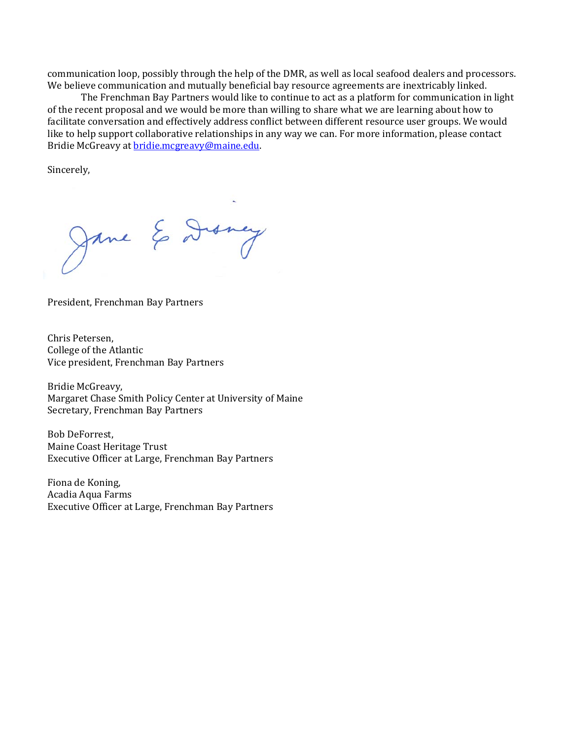communication loop, possibly through the help of the DMR, as well as local seafood dealers and processors. We believe communication and mutually beneficial bay resource agreements are inextricably linked.

The Frenchman Bay Partners would like to continue to act as a platform for communication in light of the recent proposal and we would be more than willing to share what we are learning about how to facilitate conversation and effectively address conflict between different resource user groups. We would like to help support collaborative relationships in any way we can. For more information, please contact Bridie McGreavy at bridie.mcgreavy@maine.edu.

Sincerely,

Jane E Disney

President, Frenchman Bay Partners

Chris Petersen,
College of the Atlantic
Vice president, Frenchman Bay Partners

Bridie McGreavy,
Margaret Chase Smith Policy Center at University of Maine
Secretary, Frenchman Bay Partners

Bob DeForrest,
Maine Coast Heritage Trust
Executive Officer at Large, Frenchman Bay Partners

Fiona de Koning,
Acadia Aqua Farms
Executive Officer at Large, Frenchman Bay Partners